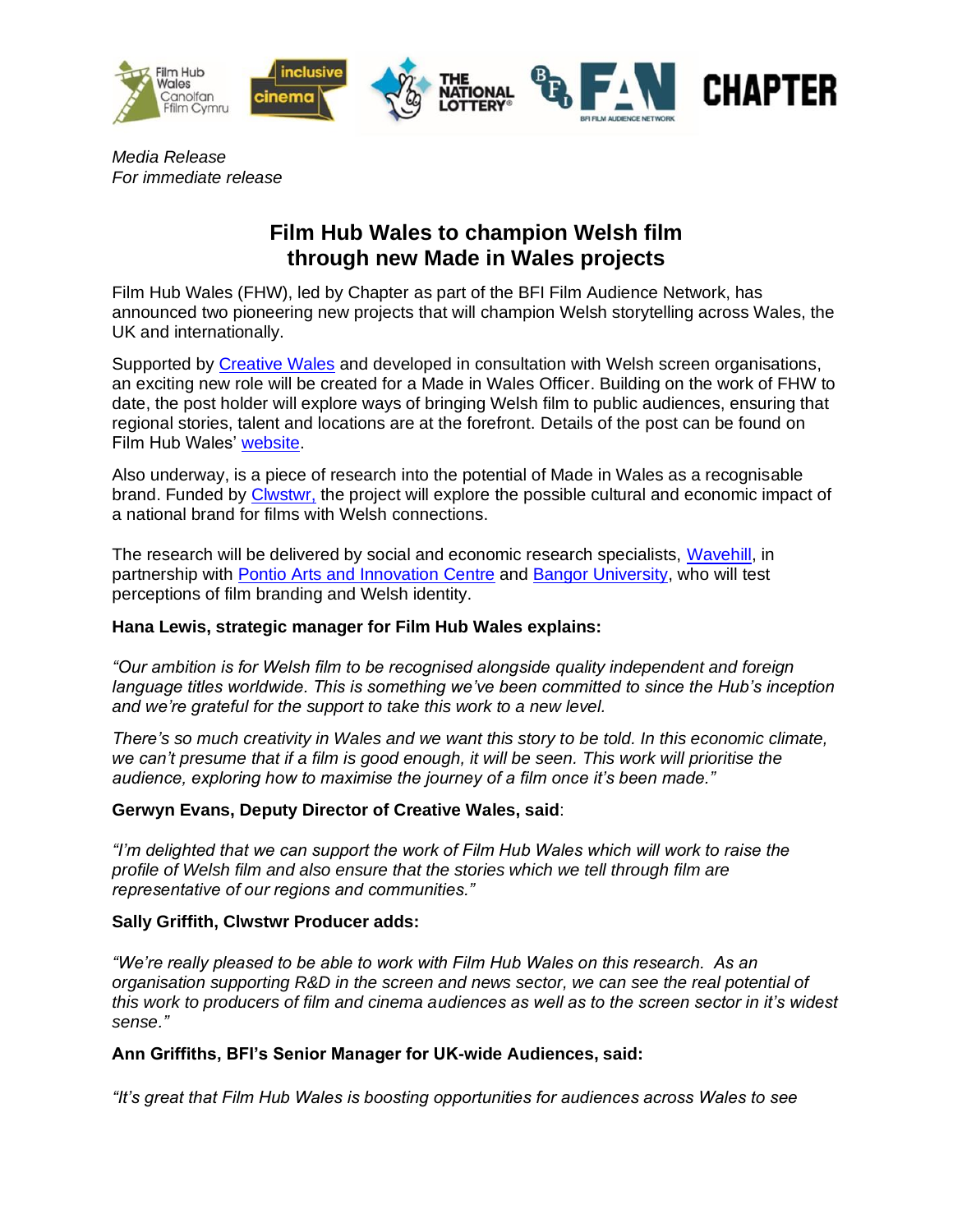*Media Release*
*For immediate release*

# Film Hub Wales to champion Welsh film through new Made in Wales projects

Film Hub Wales (FHW), led by Chapter as part of the BFI Film Audience Network, has announced two pioneering new projects that will champion Welsh storytelling across Wales, the UK and internationally.

Supported by Creative Wales and developed in consultation with Welsh screen organisations, an exciting new role will be created for a Made in Wales Officer. Building on the work of FHW to date, the post holder will explore ways of bringing Welsh film to public audiences, ensuring that regional stories, talent and locations are at the forefront. Details of the post can be found on Film Hub Wales' website.

Also underway, is a piece of research into the potential of Made in Wales as a recognisable brand. Funded by Clwstwr, the project will explore the possible cultural and economic impact of a national brand for films with Welsh connections.

The research will be delivered by social and economic research specialists, Wavehill, in partnership with Pontio Arts and Innovation Centre and Bangor University, who will test perceptions of film branding and Welsh identity.

**Hana Lewis, strategic manager for Film Hub Wales explains:**

*"Our ambition is for Welsh film to be recognised alongside quality independent and foreign language titles worldwide. This is something we've been committed to since the Hub's inception and we're grateful for the support to take this work to a new level.*

*There's so much creativity in Wales and we want this story to be told. In this economic climate, we can't presume that if a film is good enough, it will be seen. This work will prioritise the audience, exploring how to maximise the journey of a film once it's been made."*

**Gerwyn Evans, Deputy Director of Creative Wales, said**:

*"I'm delighted that we can support the work of Film Hub Wales which will work to raise the profile of Welsh film and also ensure that the stories which we tell through film are representative of our regions and communities."*

**Sally Griffith, Clwstwr Producer adds:**

*"We're really pleased to be able to work with Film Hub Wales on this research. As an organisation supporting R&D in the screen and news sector, we can see the real potential of this work to producers of film and cinema audiences as well as to the screen sector in it's widest sense."*

**Ann Griffiths, BFI's Senior Manager for UK-wide Audiences, said:**

*"It's great that Film Hub Wales is boosting opportunities for audiences across Wales to see*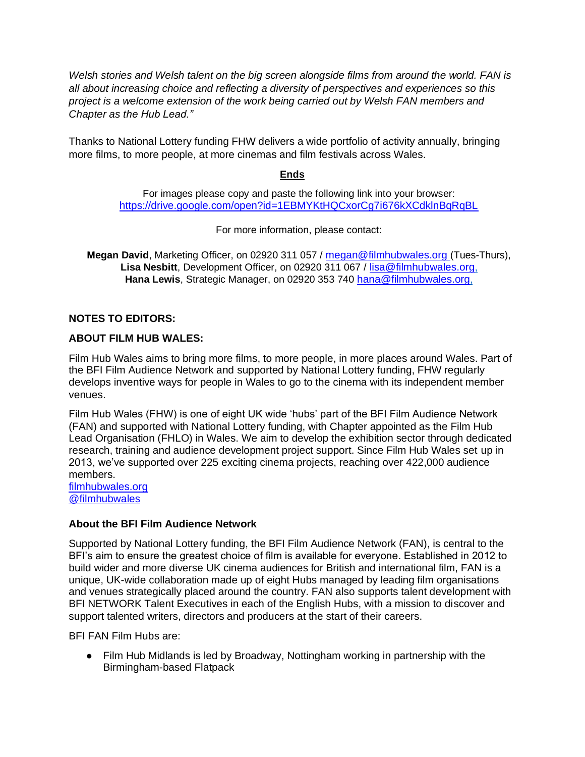*Welsh stories and Welsh talent on the big screen alongside films from around the world. FAN is all about increasing choice and reflecting a diversity of perspectives and experiences so this project is a welcome extension of the work being carried out by Welsh FAN members and Chapter as the Hub Lead."*

Thanks to National Lottery funding FHW delivers a wide portfolio of activity annually, bringing more films, to more people, at more cinemas and film festivals across Wales.

**Ends**

For images please copy and paste the following link into your browser:
https://drive.google.com/open?id=1EBMYKtHQCxorCg7i676kXCdklnBqRqBL

For more information, please contact:

**Megan David**, Marketing Officer, on 02920 311 057 / megan@filmhubwales.org (Tues-Thurs),
**Lisa Nesbitt**, Development Officer, on 02920 311 067 / lisa@filmhubwales.org,
**Hana Lewis**, Strategic Manager, on 02920 353 740 hana@filmhubwales.org,

**NOTES TO EDITORS:**

**ABOUT FILM HUB WALES:**

Film Hub Wales aims to bring more films, to more people, in more places around Wales. Part of the BFI Film Audience Network and supported by National Lottery funding, FHW regularly develops inventive ways for people in Wales to go to the cinema with its independent member venues.

Film Hub Wales (FHW) is one of eight UK wide 'hubs' part of the BFI Film Audience Network (FAN) and supported with National Lottery funding, with Chapter appointed as the Film Hub Lead Organisation (FHLO) in Wales. We aim to develop the exhibition sector through dedicated research, training and audience development project support. Since Film Hub Wales set up in 2013, we've supported over 225 exciting cinema projects, reaching over 422,000 audience members.
filmhubwales.org
@filmhubwales

**About the BFI Film Audience Network**

Supported by National Lottery funding, the BFI Film Audience Network (FAN), is central to the BFI's aim to ensure the greatest choice of film is available for everyone. Established in 2012 to build wider and more diverse UK cinema audiences for British and international film, FAN is a unique, UK-wide collaboration made up of eight Hubs managed by leading film organisations and venues strategically placed around the country. FAN also supports talent development with BFI NETWORK Talent Executives in each of the English Hubs, with a mission to discover and support talented writers, directors and producers at the start of their careers.

BFI FAN Film Hubs are:

- Film Hub Midlands is led by Broadway, Nottingham working in partnership with the Birmingham-based Flatpack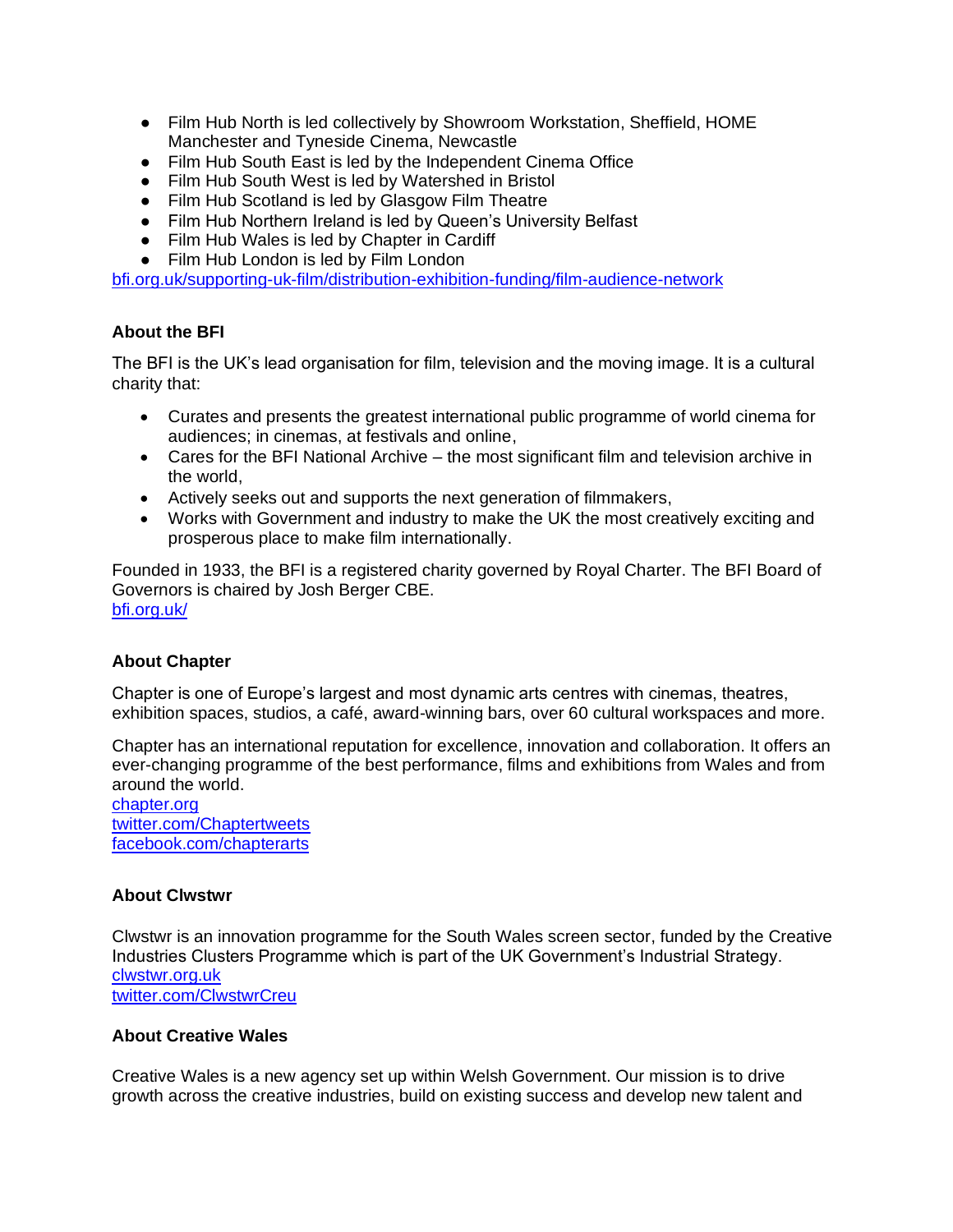- Film Hub North is led collectively by Showroom Workstation, Sheffield, HOME Manchester and Tyneside Cinema, Newcastle
- Film Hub South East is led by the Independent Cinema Office
- Film Hub South West is led by Watershed in Bristol
- Film Hub Scotland is led by Glasgow Film Theatre
- Film Hub Northern Ireland is led by Queen's University Belfast
- Film Hub Wales is led by Chapter in Cardiff
- Film Hub London is led by Film London

bfi.org.uk/supporting-uk-film/distribution-exhibition-funding/film-audience-network

**About the BFI**

The BFI is the UK's lead organisation for film, television and the moving image. It is a cultural charity that:

- Curates and presents the greatest international public programme of world cinema for audiences; in cinemas, at festivals and online,
- Cares for the BFI National Archive – the most significant film and television archive in the world,
- Actively seeks out and supports the next generation of filmmakers,
- Works with Government and industry to make the UK the most creatively exciting and prosperous place to make film internationally.

Founded in 1933, the BFI is a registered charity governed by Royal Charter. The BFI Board of Governors is chaired by Josh Berger CBE.
bfi.org.uk/

**About Chapter**

Chapter is one of Europe's largest and most dynamic arts centres with cinemas, theatres, exhibition spaces, studios, a café, award-winning bars, over 60 cultural workspaces and more.

Chapter has an international reputation for excellence, innovation and collaboration. It offers an ever-changing programme of the best performance, films and exhibitions from Wales and from around the world.
chapter.org
twitter.com/Chaptertweets
facebook.com/chapterarts

**About Clwstwr**

Clwstwr is an innovation programme for the South Wales screen sector, funded by the Creative Industries Clusters Programme which is part of the UK Government's Industrial Strategy.
clwstwr.org.uk
twitter.com/ClwstwrCreu

**About Creative Wales**

Creative Wales is a new agency set up within Welsh Government. Our mission is to drive growth across the creative industries, build on existing success and develop new talent and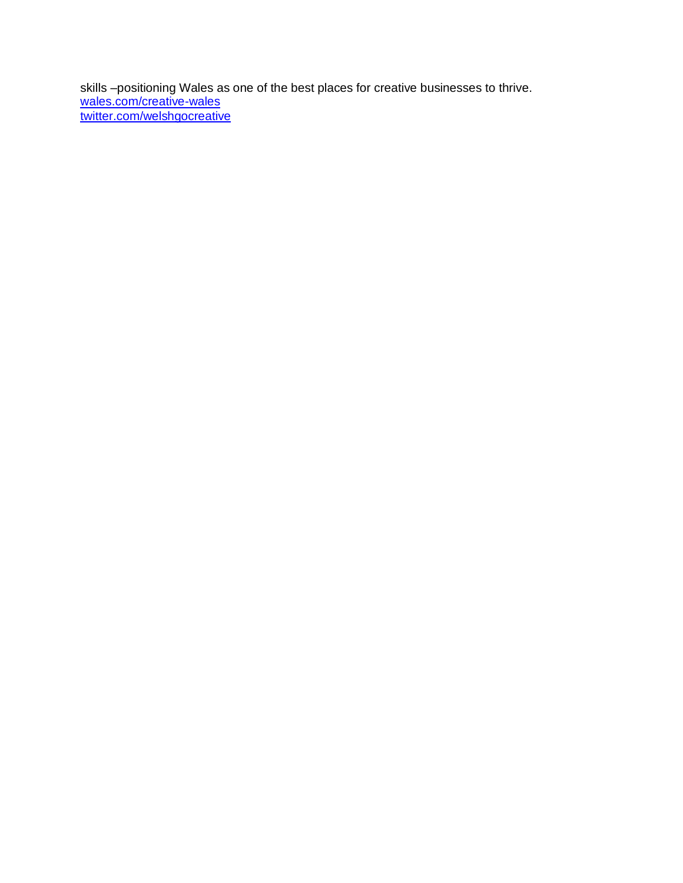skills –positioning Wales as one of the best places for creative businesses to thrive.
wales.com/creative-wales
twitter.com/welshgocreative